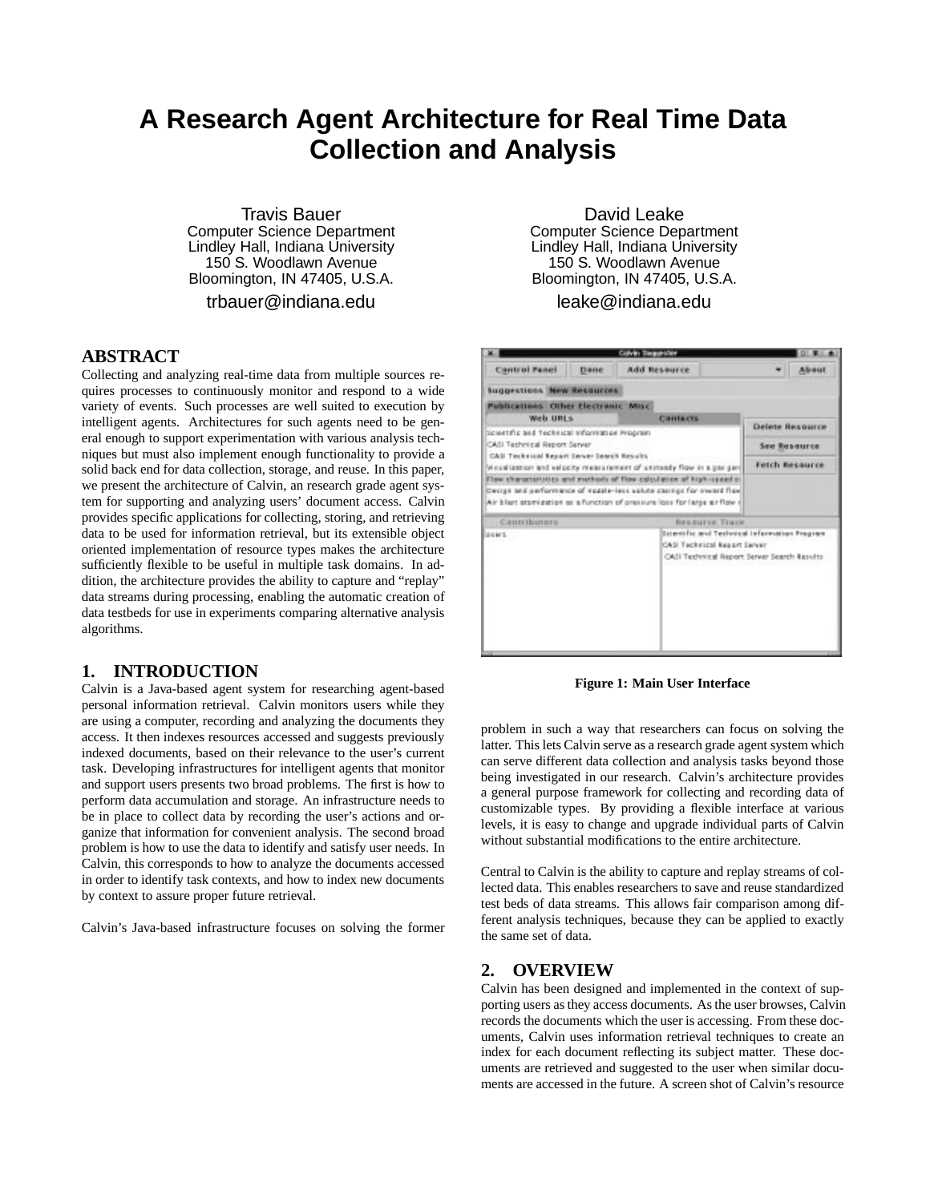# A Research Agent Architecture for Real Time Data Collection and Analysis

Travis Bauer
Computer Science Department
Lindley Hall, Indiana University
150 S. Woodlawn Avenue
Bloomington, IN 47405, U.S.A.
trbauer@indiana.edu

David Leake
Computer Science Department
Lindley Hall, Indiana University
150 S. Woodlawn Avenue
Bloomington, IN 47405, U.S.A.
leake@indiana.edu

## ABSTRACT

Collecting and analyzing real-time data from multiple sources requires processes to continuously monitor and respond to a wide variety of events. Such processes are well suited to execution by intelligent agents. Architectures for such agents need to be general enough to support experimentation with various analysis techniques but must also implement enough functionality to provide a solid back end for data collection, storage, and reuse. In this paper, we present the architecture of Calvin, an research grade agent system for supporting and analyzing users' document access. Calvin provides specific applications for collecting, storing, and retrieving data to be used for information retrieval, but its extensible object oriented implementation of resource types makes the architecture sufficiently flexible to be useful in multiple task domains. In addition, the architecture provides the ability to capture and "replay" data streams during processing, enabling the automatic creation of data testbeds for use in experiments comparing alternative analysis algorithms.

## 1. INTRODUCTION

Calvin is a Java-based agent system for researching agent-based personal information retrieval. Calvin monitors users while they are using a computer, recording and analyzing the documents they access. It then indexes resources accessed and suggests previously indexed documents, based on their relevance to the user's current task. Developing infrastructures for intelligent agents that monitor and support users presents two broad problems. The first is how to perform data accumulation and storage. An infrastructure needs to be in place to collect data by recording the user's actions and organize that information for convenient analysis. The second broad problem is how to use the data to identify and satisfy user needs. In Calvin, this corresponds to how to analyze the documents accessed in order to identify task contexts, and how to index new documents by context to assure proper future retrieval.

Calvin's Java-based infrastructure focuses on solving the former problem in such a way that researchers can focus on solving the latter. This lets Calvin serve as a research grade agent system which can serve different data collection and analysis tasks beyond those being investigated in our research. Calvin's architecture provides a general purpose framework for collecting and recording data of customizable types. By providing a flexible interface at various levels, it is easy to change and upgrade individual parts of Calvin without substantial modifications to the entire architecture.

**Figure 1: Main User Interface**

Central to Calvin is the ability to capture and replay streams of collected data. This enables researchers to save and reuse standardized test beds of data streams. This allows fair comparison among different analysis techniques, because they can be applied to exactly the same set of data.

## 2. OVERVIEW

Calvin has been designed and implemented in the context of supporting users as they access documents. As the user browses, Calvin records the documents which the user is accessing. From these documents, Calvin uses information retrieval techniques to create an index for each document reflecting its subject matter. These documents are retrieved and suggested to the user when similar documents are accessed in the future. A screen shot of Calvin's resource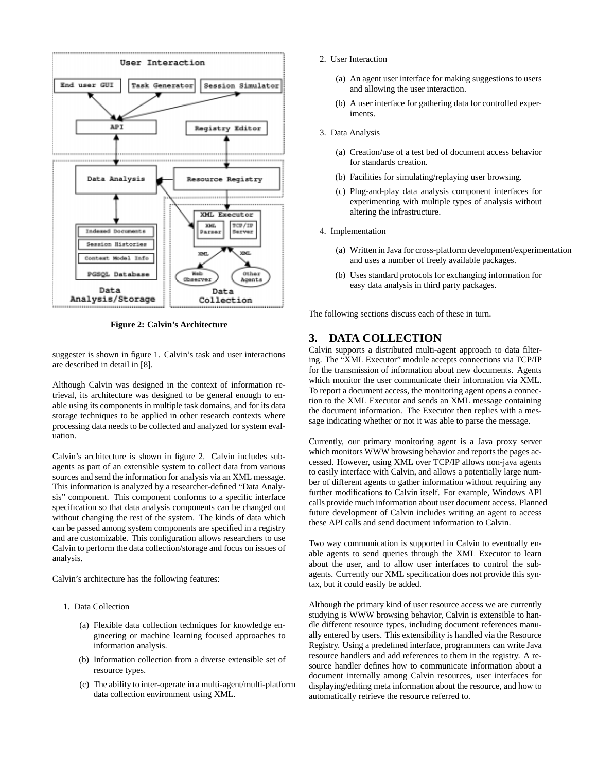**Figure 2: Calvin's Architecture**

suggester is shown in figure 1. Calvin's task and user interactions are described in detail in [8].

Although Calvin was designed in the context of information retrieval, its architecture was designed to be general enough to enable using its components in multiple task domains, and for its data storage techniques to be applied in other research contexts where processing data needs to be collected and analyzed for system evaluation.

Calvin's architecture is shown in figure 2. Calvin includes subagents as part of an extensible system to collect data from various sources and send the information for analysis via an XML message. This information is analyzed by a researcher-defined "Data Analysis" component. This component conforms to a specific interface specification so that data analysis components can be changed out without changing the rest of the system. The kinds of data which can be passed among system components are specified in a registry and are customizable. This configuration allows researchers to use Calvin to perform the data collection/storage and focus on issues of analysis.

Calvin's architecture has the following features:

1. Data Collection
   (a) Flexible data collection techniques for knowledge engineering or machine learning focused approaches to information analysis.
   (b) Information collection from a diverse extensible set of resource types.
   (c) The ability to inter-operate in a multi-agent/multi-platform data collection environment using XML.
2. User Interaction
   (a) An agent user interface for making suggestions to users and allowing the user interaction.
   (b) A user interface for gathering data for controlled experiments.
3. Data Analysis
   (a) Creation/use of a test bed of document access behavior for standards creation.
   (b) Facilities for simulating/replaying user browsing.
   (c) Plug-and-play data analysis component interfaces for experimenting with multiple types of analysis without altering the infrastructure.
4. Implementation
   (a) Written in Java for cross-platform development/experimentation and uses a number of freely available packages.
   (b) Uses standard protocols for exchanging information for easy data analysis in third party packages.

The following sections discuss each of these in turn.

## 3. DATA COLLECTION

Calvin supports a distributed multi-agent approach to data filtering. The "XML Executor" module accepts connections via TCP/IP for the transmission of information about new documents. Agents which monitor the user communicate their information via XML. To report a document access, the monitoring agent opens a connection to the XML Executor and sends an XML message containing the document information. The Executor then replies with a message indicating whether or not it was able to parse the message.

Currently, our primary monitoring agent is a Java proxy server which monitors WWW browsing behavior and reports the pages accessed. However, using XML over TCP/IP allows non-java agents to easily interface with Calvin, and allows a potentially large number of different agents to gather information without requiring any further modifications to Calvin itself. For example, Windows API calls provide much information about user document access. Planned future development of Calvin includes writing an agent to access these API calls and send document information to Calvin.

Two way communication is supported in Calvin to eventually enable agents to send queries through the XML Executor to learn about the user, and to allow user interfaces to control the subagents. Currently our XML specification does not provide this syntax, but it could easily be added.

Although the primary kind of user resource access we are currently studying is WWW browsing behavior, Calvin is extensible to handle different resource types, including document references manually entered by users. This extensibility is handled via the Resource Registry. Using a predefined interface, programmers can write Java resource handlers and add references to them in the registry. A resource handler defines how to communicate information about a document internally among Calvin resources, user interfaces for displaying/editing meta information about the resource, and how to automatically retrieve the resource referred to.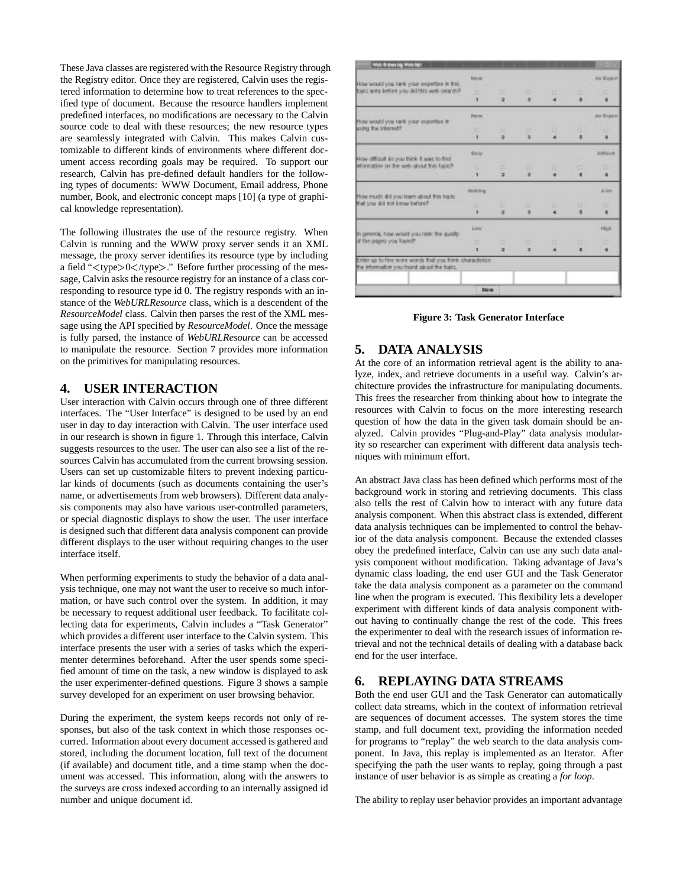These Java classes are registered with the Resource Registry through the Registry editor. Once they are registered, Calvin uses the registered information to determine how to treat references to the specified type of document. Because the resource handlers implement predefined interfaces, no modifications are necessary to the Calvin source code to deal with these resources; the new resource types are seamlessly integrated with Calvin. This makes Calvin customizable to different kinds of environments where different document access recording goals may be required. To support our research, Calvin has pre-defined default handlers for the following types of documents: WWW Document, Email address, Phone number, Book, and electronic concept maps [10] (a type of graphical knowledge representation).

The following illustrates the use of the resource registry. When Calvin is running and the WWW proxy server sends it an XML message, the proxy server identifies its resource type by including a field "<type>0</type>." Before further processing of the message, Calvin asks the resource registry for an instance of a class corresponding to resource type id 0. The registry responds with an instance of the *WebURLResource* class, which is a descendent of the *ResourceModel* class. Calvin then parses the rest of the XML message using the API specified by *ResourceModel*. Once the message is fully parsed, the instance of *WebURLResource* can be accessed to manipulate the resource. Section 7 provides more information on the primitives for manipulating resources.

## 4. USER INTERACTION

User interaction with Calvin occurs through one of three different interfaces. The "User Interface" is designed to be used by an end user in day to day interaction with Calvin. The user interface used in our research is shown in figure 1. Through this interface, Calvin suggests resources to the user. The user can also see a list of the resources Calvin has accumulated from the current browsing session. Users can set up customizable filters to prevent indexing particular kinds of documents (such as documents containing the user's name, or advertisements from web browsers). Different data analysis components may also have various user-controlled parameters, or special diagnostic displays to show the user. The user interface is designed such that different data analysis component can provide different displays to the user without requiring changes to the user interface itself.

When performing experiments to study the behavior of a data analysis technique, one may not want the user to receive so much information, or have such control over the system. In addition, it may be necessary to request additional user feedback. To facilitate collecting data for experiments, Calvin includes a "Task Generator" which provides a different user interface to the Calvin system. This interface presents the user with a series of tasks which the experimenter determines beforehand. After the user spends some specified amount of time on the task, a new window is displayed to ask the user experimenter-defined questions. Figure 3 shows a sample survey developed for an experiment on user browsing behavior.

During the experiment, the system keeps records not only of responses, but also of the task context in which those responses occurred. Information about every document accessed is gathered and stored, including the document location, full text of the document (if available) and document title, and a time stamp when the document was accessed. This information, along with the answers to the surveys are cross indexed according to an internally assigned id number and unique document id.

**Figure 3: Task Generator Interface**

## 5. DATA ANALYSIS

At the core of an information retrieval agent is the ability to analyze, index, and retrieve documents in a useful way. Calvin's architecture provides the infrastructure for manipulating documents. This frees the researcher from thinking about how to integrate the resources with Calvin to focus on the more interesting research question of how the data in the given task domain should be analyzed. Calvin provides "Plug-and-Play" data analysis modularity so researcher can experiment with different data analysis techniques with minimum effort.

An abstract Java class has been defined which performs most of the background work in storing and retrieving documents. This class also tells the rest of Calvin how to interact with any future data analysis component. When this abstract class is extended, different data analysis techniques can be implemented to control the behavior of the data analysis component. Because the extended classes obey the predefined interface, Calvin can use any such data analysis component without modification. Taking advantage of Java's dynamic class loading, the end user GUI and the Task Generator take the data analysis component as a parameter on the command line when the program is executed. This flexibility lets a developer experiment with different kinds of data analysis component without having to continually change the rest of the code. This frees the experimenter to deal with the research issues of information retrieval and not the technical details of dealing with a database back end for the user interface.

## 6. REPLAYING DATA STREAMS

Both the end user GUI and the Task Generator can automatically collect data streams, which in the context of information retrieval are sequences of document accesses. The system stores the time stamp, and full document text, providing the information needed for programs to "replay" the web search to the data analysis component. In Java, this replay is implemented as an Iterator. After specifying the path the user wants to replay, going through a past instance of user behavior is as simple as creating a *for loop*.

The ability to replay user behavior provides an important advantage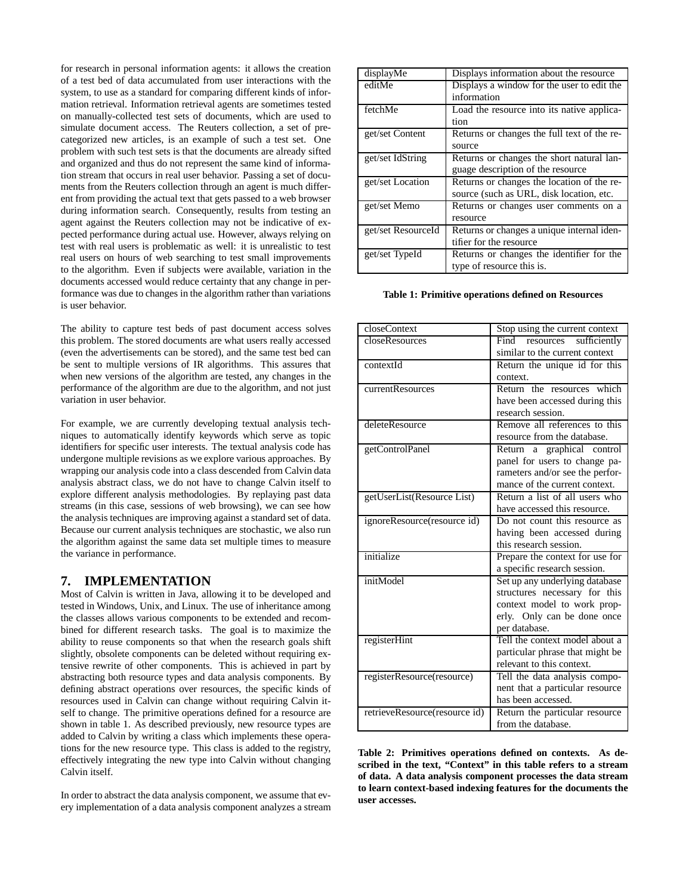for research in personal information agents: it allows the creation of a test bed of data accumulated from user interactions with the system, to use as a standard for comparing different kinds of information retrieval. Information retrieval agents are sometimes tested on manually-collected test sets of documents, which are used to simulate document access. The Reuters collection, a set of precategorized new articles, is an example of such a test set. One problem with such test sets is that the documents are already sifted and organized and thus do not represent the same kind of information stream that occurs in real user behavior. Passing a set of documents from the Reuters collection through an agent is much different from providing the actual text that gets passed to a web browser during information search. Consequently, results from testing an agent against the Reuters collection may not be indicative of expected performance during actual use. However, always relying on test with real users is problematic as well: it is unrealistic to test real users on hours of web searching to test small improvements to the algorithm. Even if subjects were available, variation in the documents accessed would reduce certainty that any change in performance was due to changes in the algorithm rather than variations is user behavior.

The ability to capture test beds of past document access solves this problem. The stored documents are what users really accessed (even the advertisements can be stored), and the same test bed can be sent to multiple versions of IR algorithms. This assures that when new versions of the algorithm are tested, any changes in the performance of the algorithm are due to the algorithm, and not just variation in user behavior.

For example, we are currently developing textual analysis techniques to automatically identify keywords which serve as topic identifiers for specific user interests. The textual analysis code has undergone multiple revisions as we explore various approaches. By wrapping our analysis code into a class descended from Calvin data analysis abstract class, we do not have to change Calvin itself to explore different analysis methodologies. By replaying past data streams (in this case, sessions of web browsing), we can see how the analysis techniques are improving against a standard set of data. Because our current analysis techniques are stochastic, we also run the algorithm against the same data set multiple times to measure the variance in performance.

## 7. IMPLEMENTATION

Most of Calvin is written in Java, allowing it to be developed and tested in Windows, Unix, and Linux. The use of inheritance among the classes allows various components to be extended and recombined for different research tasks. The goal is to maximize the ability to reuse components so that when the research goals shift slightly, obsolete components can be deleted without requiring extensive rewrite of other components. This is achieved in part by abstracting both resource types and data analysis components. By defining abstract operations over resources, the specific kinds of resources used in Calvin can change without requiring Calvin itself to change. The primitive operations defined for a resource are shown in table 1. As described previously, new resource types are added to Calvin by writing a class which implements these operations for the new resource type. This class is added to the registry, effectively integrating the new type into Calvin without changing Calvin itself.

In order to abstract the data analysis component, we assume that every implementation of a data analysis component analyzes a stream

| Operation | Description |
|---|---|
| displayMe | Displays information about the resource |
| editMe | Displays a window for the user to edit the information |
| fetchMe | Load the resource into its native application |
| get/set Content | Returns or changes the full text of the resource |
| get/set IdString | Returns or changes the short natural language description of the resource |
| get/set Location | Returns or changes the location of the resource (such as URL, disk location, etc. |
| get/set Memo | Returns or changes user comments on a resource |
| get/set ResourceId | Returns or changes a unique internal identifier for the resource |
| get/set TypeId | Returns or changes the identifier for the type of resource this is. |

**Table 1: Primitive operations defined on Resources**

| Operation | Description |
|---|---|
| closeContext | Stop using the current context |
| closeResources | Find resources sufficiently similar to the current context |
| contextId | Return the unique id for this context. |
| currentResources | Return the resources which have been accessed during this research session. |
| deleteResource | Remove all references to this resource from the database. |
| getControlPanel | Return a graphical control panel for users to change parameters and/or see the performance of the current context. |
| getUserList(Resource List) | Return a list of all users who have accessed this resource. |
| ignoreResource(resource id) | Do not count this resource as having been accessed during this research session. |
| initialize | Prepare the context for use for a specific research session. |
| initModel | Set up any underlying database structures necessary for this context model to work properly. Only can be done once per database. |
| registerHint | Tell the context model about a particular phrase that might be relevant to this context. |
| registerResource(resource) | Tell the data analysis component that a particular resource has been accessed. |
| retrieveResource(resource id) | Return the particular resource from the database. |

**Table 2: Primitives operations defined on contexts. As described in the text, "Context" in this table refers to a stream of data. A data analysis component processes the data stream to learn context-based indexing features for the documents the user accesses.**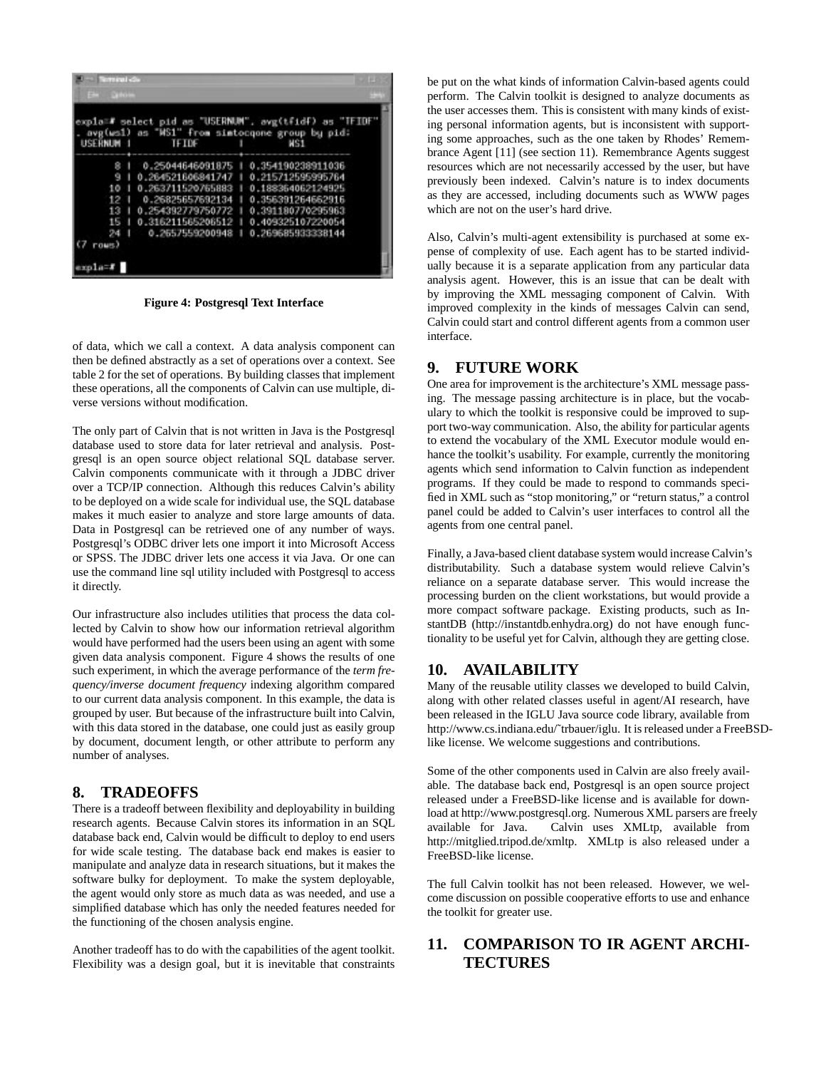**Figure 4: Postgresql Text Interface**

of data, which we call a context. A data analysis component can then be defined abstractly as a set of operations over a context. See table 2 for the set of operations. By building classes that implement these operations, all the components of Calvin can use multiple, diverse versions without modification.

The only part of Calvin that is not written in Java is the Postgresql database used to store data for later retrieval and analysis. Postgresql is an open source object relational SQL database server. Calvin components communicate with it through a JDBC driver over a TCP/IP connection. Although this reduces Calvin's ability to be deployed on a wide scale for individual use, the SQL database makes it much easier to analyze and store large amounts of data. Data in Postgresql can be retrieved one of any number of ways. Postgresql's ODBC driver lets one import it into Microsoft Access or SPSS. The JDBC driver lets one access it via Java. Or one can use the command line sql utility included with Postgresql to access it directly.

Our infrastructure also includes utilities that process the data collected by Calvin to show how our information retrieval algorithm would have performed had the users been using an agent with some given data analysis component. Figure 4 shows the results of one such experiment, in which the average performance of the *term frequency/inverse document frequency* indexing algorithm compared to our current data analysis component. In this example, the data is grouped by user. But because of the infrastructure built into Calvin, with this data stored in the database, one could just as easily group by document, document length, or other attribute to perform any number of analyses.

## 8. TRADEOFFS

There is a tradeoff between flexibility and deployability in building research agents. Because Calvin stores its information in an SQL database back end, Calvin would be difficult to deploy to end users for wide scale testing. The database back end makes is easier to manipulate and analyze data in research situations, but it makes the software bulky for deployment. To make the system deployable, the agent would only store as much data as was needed, and use a simplified database which has only the needed features needed for the functioning of the chosen analysis engine.

Another tradeoff has to do with the capabilities of the agent toolkit. Flexibility was a design goal, but it is inevitable that constraints be put on the what kinds of information Calvin-based agents could perform. The Calvin toolkit is designed to analyze documents as the user accesses them. This is consistent with many kinds of existing personal information agents, but is inconsistent with supporting some approaches, such as the one taken by Rhodes' Remembrance Agent [11] (see section 11). Remembrance Agents suggest resources which are not necessarily accessed by the user, but have previously been indexed. Calvin's nature is to index documents as they are accessed, including documents such as WWW pages which are not on the user's hard drive.

Also, Calvin's multi-agent extensibility is purchased at some expense of complexity of use. Each agent has to be started individually because it is a separate application from any particular data analysis agent. However, this is an issue that can be dealt with by improving the XML messaging component of Calvin. With improved complexity in the kinds of messages Calvin can send, Calvin could start and control different agents from a common user interface.

## 9. FUTURE WORK

One area for improvement is the architecture's XML message passing. The message passing architecture is in place, but the vocabulary to which the toolkit is responsive could be improved to support two-way communication. Also, the ability for particular agents to extend the vocabulary of the XML Executor module would enhance the toolkit's usability. For example, currently the monitoring agents which send information to Calvin function as independent programs. If they could be made to respond to commands specified in XML such as "stop monitoring," or "return status," a control panel could be added to Calvin's user interfaces to control all the agents from one central panel.

Finally, a Java-based client database system would increase Calvin's distributability. Such a database system would relieve Calvin's reliance on a separate database server. This would increase the processing burden on the client workstations, but would provide a more compact software package. Existing products, such as InstantDB (http://instantdb.enhydra.org) do not have enough functionality to be useful yet for Calvin, although they are getting close.

## 10. AVAILABILITY

Many of the reusable utility classes we developed to build Calvin, along with other related classes useful in agent/AI research, have been released in the IGLU Java source code library, available from http://www.cs.indiana.edu/~trbauer/iglu. It is released under a FreeBSD-like license. We welcome suggestions and contributions.

Some of the other components used in Calvin are also freely available. The database back end, Postgresql is an open source project released under a FreeBSD-like license and is available for download at http://www.postgresql.org. Numerous XML parsers are freely available for Java. Calvin uses XMLtp, available from http://mitglied.tripod.de/xmltp. XMLtp is also released under a FreeBSD-like license.

The full Calvin toolkit has not been released. However, we welcome discussion on possible cooperative efforts to use and enhance the toolkit for greater use.

## 11. COMPARISON TO IR AGENT ARCHITECTURES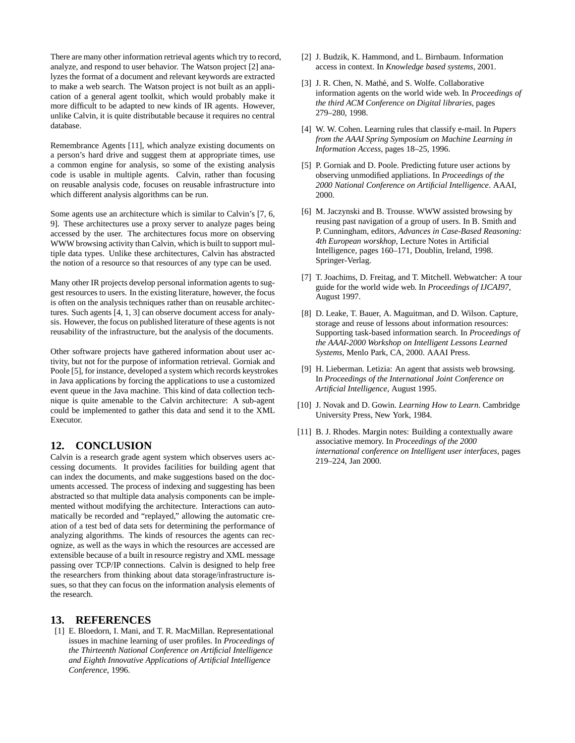There are many other information retrieval agents which try to record, analyze, and respond to user behavior. The Watson project [2] analyzes the format of a document and relevant keywords are extracted to make a web search. The Watson project is not built as an application of a general agent toolkit, which would probably make it more difficult to be adapted to new kinds of IR agents. However, unlike Calvin, it is quite distributable because it requires no central database.

Remembrance Agents [11], which analyze existing documents on a person's hard drive and suggest them at appropriate times, use a common engine for analysis, so some of the existing analysis code is usable in multiple agents. Calvin, rather than focusing on reusable analysis code, focuses on reusable infrastructure into which different analysis algorithms can be run.

Some agents use an architecture which is similar to Calvin's [7, 6, 9]. These architectures use a proxy server to analyze pages being accessed by the user. The architectures focus more on observing WWW browsing activity than Calvin, which is built to support multiple data types. Unlike these architectures, Calvin has abstracted the notion of a resource so that resources of any type can be used.

Many other IR projects develop personal information agents to suggest resources to users. In the existing literature, however, the focus is often on the analysis techniques rather than on reusable architectures. Such agents [4, 1, 3] can observe document access for analysis. However, the focus on published literature of these agents is not reusability of the infrastructure, but the analysis of the documents.

Other software projects have gathered information about user activity, but not for the purpose of information retrieval. Gorniak and Poole [5], for instance, developed a system which records keystrokes in Java applications by forcing the applications to use a customized event queue in the Java machine. This kind of data collection technique is quite amenable to the Calvin architecture: A sub-agent could be implemented to gather this data and send it to the XML Executor.

## 12. CONCLUSION

Calvin is a research grade agent system which observes users accessing documents. It provides facilities for building agent that can index the documents, and make suggestions based on the documents accessed. The process of indexing and suggesting has been abstracted so that multiple data analysis components can be implemented without modifying the architecture. Interactions can automatically be recorded and "replayed," allowing the automatic creation of a test bed of data sets for determining the performance of analyzing algorithms. The kinds of resources the agents can recognize, as well as the ways in which the resources are accessed are extensible because of a built in resource registry and XML message passing over TCP/IP connections. Calvin is designed to help free the researchers from thinking about data storage/infrastructure issues, so that they can focus on the information analysis elements of the research.

## 13. REFERENCES

[1] E. Bloedorn, I. Mani, and T. R. MacMillan. Representational issues in machine learning of user profiles. In *Proceedings of the Thirteenth National Conference on Artificial Intelligence and Eighth Innovative Applications of Artificial Intelligence Conference*, 1996.

[2] J. Budzik, K. Hammond, and L. Birnbaum. Information access in context. In *Knowledge based systems*, 2001.

[3] J. R. Chen, N. Mathé, and S. Wolfe. Collaborative information agents on the world wide web. In *Proceedings of the third ACM Conference on Digital libraries*, pages 279–280, 1998.

[4] W. W. Cohen. Learning rules that classify e-mail. In *Papers from the AAAI Spring Symposium on Machine Learning in Information Access*, pages 18–25, 1996.

[5] P. Gorniak and D. Poole. Predicting future user actions by observing unmodified appliations. In *Proceedings of the 2000 National Conference on Artificial Intelligence*. AAAI, 2000.

[6] M. Jaczynski and B. Trousse. WWW assisted browsing by reusing past navigation of a group of users. In B. Smith and P. Cunningham, editors, *Advances in Case-Based Reasoning: 4th European worskhop*, Lecture Notes in Artificial Intelligence, pages 160–171, Doublin, Ireland, 1998. Springer-Verlag.

[7] T. Joachims, D. Freitag, and T. Mitchell. Webwatcher: A tour guide for the world wide web. In *Proceedings of IJCAI97*, August 1997.

[8] D. Leake, T. Bauer, A. Maguitman, and D. Wilson. Capture, storage and reuse of lessons about information resources: Supporting task-based information search. In *Proceedings of the AAAI-2000 Workshop on Intelligent Lessons Learned Systems*, Menlo Park, CA, 2000. AAAI Press.

[9] H. Lieberman. Letizia: An agent that assists web browsing. In *Proceedings of the International Joint Conference on Artificial Intelligence*, August 1995.

[10] J. Novak and D. Gowin. *Learning How to Learn*. Cambridge University Press, New York, 1984.

[11] B. J. Rhodes. Margin notes: Building a contextually aware associative memory. In *Proceedings of the 2000 international conference on Intelligent user interfaces*, pages 219–224, Jan 2000.